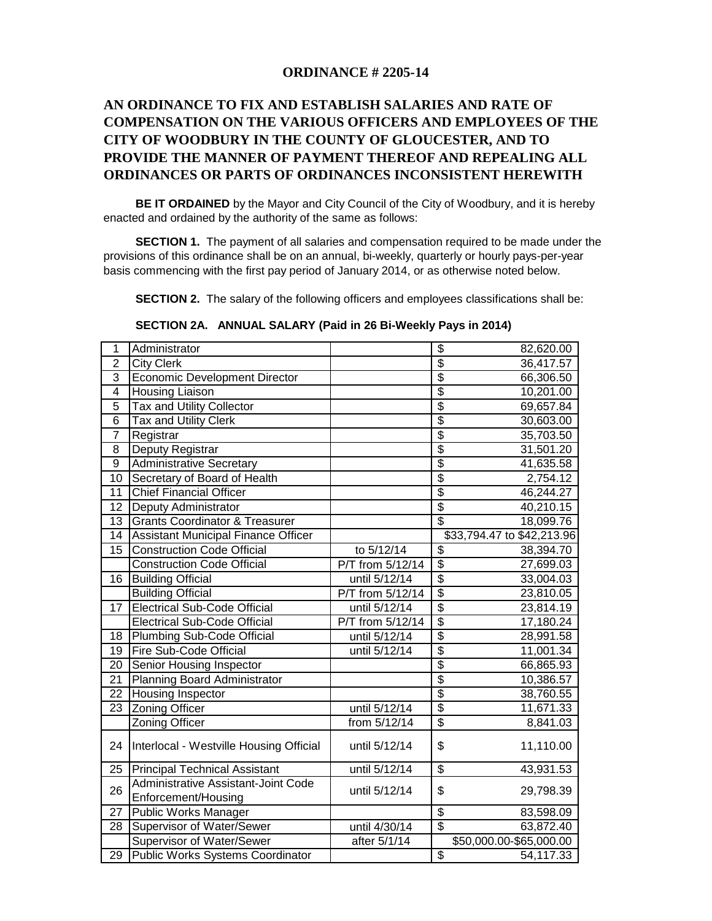# ORDINANCE # 2205-14

## AN ORDINANCE TO FIX AND ESTABLISH SALARIES AND RATE OF COMPENSATION ON THE VARIOUS OFFICERS AND EMPLOYEES OF THE CITY OF WOODBURY IN THE COUNTY OF GLOUCESTER, AND TO PROVIDE THE MANNER OF PAYMENT THEREOF AND REPEALING ALL ORDINANCES OR PARTS OF ORDINANCES INCONSISTENT HEREWITH

**BE IT ORDAINED** by the Mayor and City Council of the City of Woodbury, and it is hereby enacted and ordained by the authority of the same as follows:

**SECTION 1.** The payment of all salaries and compensation required to be made under the provisions of this ordinance shall be on an annual, bi-weekly, quarterly or hourly pays-per-year basis commencing with the first pay period of January 2014, or as otherwise noted below.

**SECTION 2.** The salary of the following officers and employees classifications shall be:

**SECTION 2A. ANNUAL SALARY (Paid in 26 Bi-Weekly Pays in 2014)**

| | | | |
|---|---|---|---|
| 1 | Administrator | | $ 82,620.00 |
| 2 | City Clerk | | $ 36,417.57 |
| 3 | Economic Development Director | | $ 66,306.50 |
| 4 | Housing Liaison | | $ 10,201.00 |
| 5 | Tax and Utility Collector | | $ 69,657.84 |
| 6 | Tax and Utility Clerk | | $ 30,603.00 |
| 7 | Registrar | | $ 35,703.50 |
| 8 | Deputy Registrar | | $ 31,501.20 |
| 9 | Administrative Secretary | | $ 41,635.58 |
| 10 | Secretary of Board of Health | | $ 2,754.12 |
| 11 | Chief Financial Officer | | $ 46,244.27 |
| 12 | Deputy Administrator | | $ 40,210.15 |
| 13 | Grants Coordinator & Treasurer | | $ 18,099.76 |
| 14 | Assistant Municipal Finance Officer | | $33,794.47 to $42,213.96 |
| 15 | Construction Code Official | to 5/12/14 | $ 38,394.70 |
| | Construction Code Official | P/T from 5/12/14 | $ 27,699.03 |
| 16 | Building Official | until 5/12/14 | $ 33,004.03 |
| | Building Official | P/T from 5/12/14 | $ 23,810.05 |
| 17 | Electrical Sub-Code Official | until 5/12/14 | $ 23,814.19 |
| | Electrical Sub-Code Official | P/T from 5/12/14 | $ 17,180.24 |
| 18 | Plumbing Sub-Code Official | until 5/12/14 | $ 28,991.58 |
| 19 | Fire Sub-Code Official | until 5/12/14 | $ 11,001.34 |
| 20 | Senior Housing Inspector | | $ 66,865.93 |
| 21 | Planning Board Administrator | | $ 10,386.57 |
| 22 | Housing Inspector | | $ 38,760.55 |
| 23 | Zoning Officer | until 5/12/14 | $ 11,671.33 |
| | Zoning Officer | from 5/12/14 | $ 8,841.03 |
| 24 | Interlocal - Westville Housing Official | until 5/12/14 | $ 11,110.00 |
| 25 | Principal Technical Assistant | until 5/12/14 | $ 43,931.53 |
| 26 | Administrative Assistant-Joint Code Enforcement/Housing | until 5/12/14 | $ 29,798.39 |
| 27 | Public Works Manager | | $ 83,598.09 |
| 28 | Supervisor of Water/Sewer | until 4/30/14 | $ 63,872.40 |
| | Supervisor of Water/Sewer | after 5/1/14 | $50,000.00-$65,000.00 |
| 29 | Public Works Systems Coordinator | | $ 54,117.33 |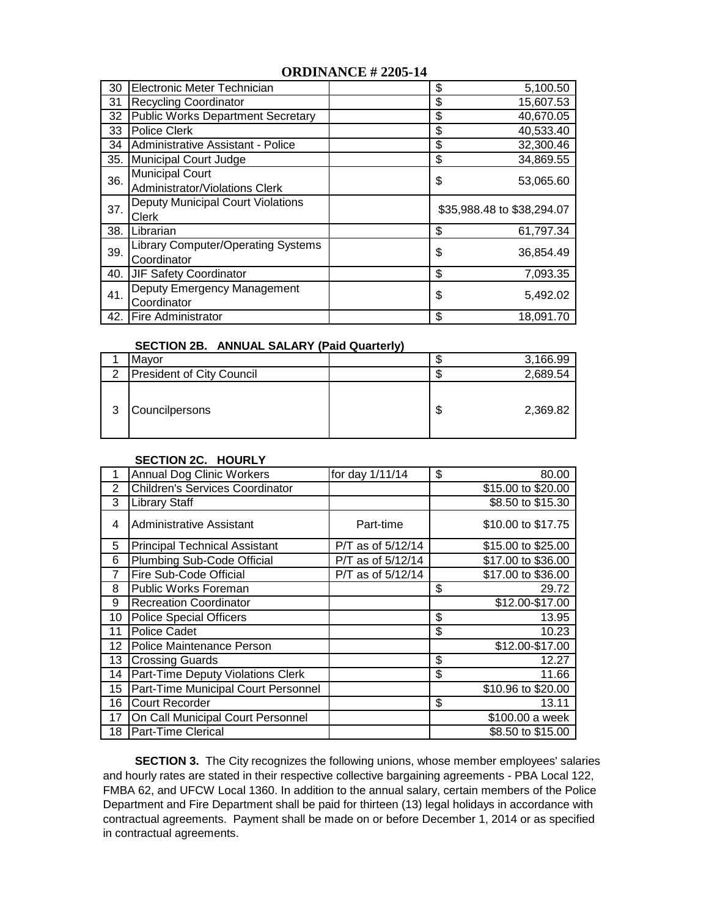## ORDINANCE # 2205-14

| | | | |
|---|---|---|---|
| 30 | Electronic Meter Technician | | $ 5,100.50 |
| 31 | Recycling Coordinator | | $ 15,607.53 |
| 32 | Public Works Department Secretary | | $ 40,670.05 |
| 33 | Police Clerk | | $ 40,533.40 |
| 34 | Administrative Assistant - Police | | $ 32,300.46 |
| 35. | Municipal Court Judge | | $ 34,869.55 |
| 36. | Municipal Court Administrator/Violations Clerk | | $ 53,065.60 |
| 37. | Deputy Municipal Court Violations Clerk | | $35,988.48 to $38,294.07 |
| 38. | Librarian | | $ 61,797.34 |
| 39. | Library Computer/Operating Systems Coordinator | | $ 36,854.49 |
| 40. | JIF Safety Coordinator | | $ 7,093.35 |
| 41. | Deputy Emergency Management Coordinator | | $ 5,492.02 |
| 42. | Fire Administrator | | $ 18,091.70 |

**SECTION 2B. ANNUAL SALARY (Paid Quarterly)**

| | | | |
|---|---|---|---|
| 1 | Mayor | | $ 3,166.99 |
| 2 | President of City Council | | $ 2,689.54 |
| 3 | Councilpersons | | $ 2,369.82 |

**SECTION 2C. HOURLY**

| | | | |
|---|---|---|---|
| 1 | Annual Dog Clinic Workers | for day 1/11/14 | $ 80.00 |
| 2 | Children's Services Coordinator | | $15.00 to $20.00 |
| 3 | Library Staff | | $8.50 to $15.30 |
| 4 | Administrative Assistant | Part-time | $10.00 to $17.75 |
| 5 | Principal Technical Assistant | P/T as of 5/12/14 | $15.00 to $25.00 |
| 6 | Plumbing Sub-Code Official | P/T as of 5/12/14 | $17.00 to $36.00 |
| 7 | Fire Sub-Code Official | P/T as of 5/12/14 | $17.00 to $36.00 |
| 8 | Public Works Foreman | | $ 29.72 |
| 9 | Recreation Coordinator | | $12.00-$17.00 |
| 10 | Police Special Officers | | $ 13.95 |
| 11 | Police Cadet | | $ 10.23 |
| 12 | Police Maintenance Person | | $12.00-$17.00 |
| 13 | Crossing Guards | | $ 12.27 |
| 14 | Part-Time Deputy Violations Clerk | | $ 11.66 |
| 15 | Part-Time Municipal Court Personnel | | $10.96 to $20.00 |
| 16 | Court Recorder | | $ 13.11 |
| 17 | On Call Municipal Court Personnel | | $100.00 a week |
| 18 | Part-Time Clerical | | $8.50 to $15.00 |

**SECTION 3.** The City recognizes the following unions, whose member employees' salaries and hourly rates are stated in their respective collective bargaining agreements - PBA Local 122, FMBA 62, and UFCW Local 1360. In addition to the annual salary, certain members of the Police Department and Fire Department shall be paid for thirteen (13) legal holidays in accordance with contractual agreements. Payment shall be made on or before December 1, 2014 or as specified in contractual agreements.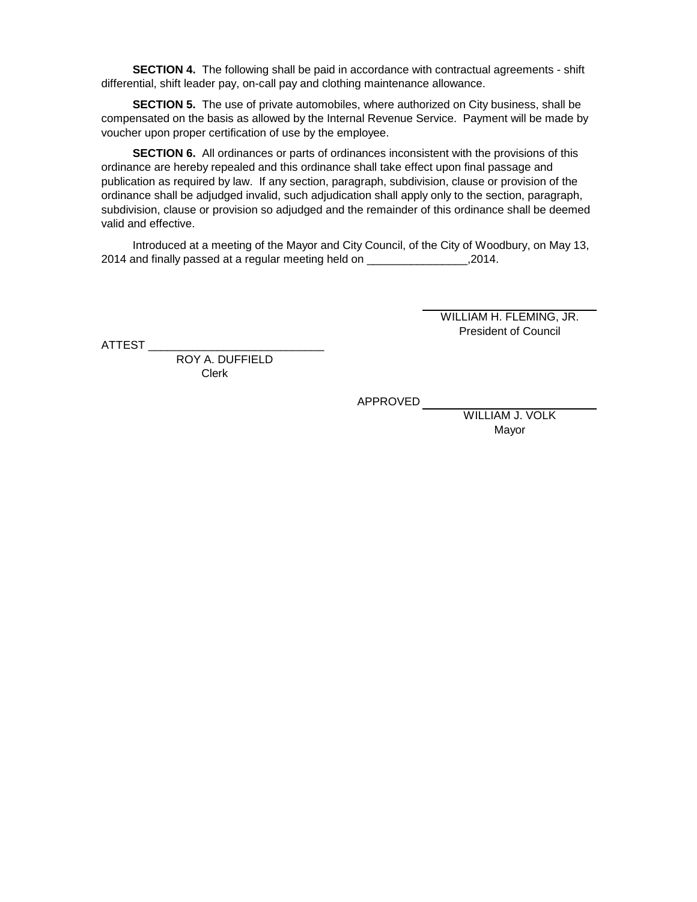**SECTION 4.** The following shall be paid in accordance with contractual agreements - shift differential, shift leader pay, on-call pay and clothing maintenance allowance.

**SECTION 5.** The use of private automobiles, where authorized on City business, shall be compensated on the basis as allowed by the Internal Revenue Service. Payment will be made by voucher upon proper certification of use by the employee.

**SECTION 6.** All ordinances or parts of ordinances inconsistent with the provisions of this ordinance are hereby repealed and this ordinance shall take effect upon final passage and publication as required by law. If any section, paragraph, subdivision, clause or provision of the ordinance shall be adjudged invalid, such adjudication shall apply only to the section, paragraph, subdivision, clause or provision so adjudged and the remainder of this ordinance shall be deemed valid and effective.

Introduced at a meeting of the Mayor and City Council, of the City of Woodbury, on May 13, 2014 and finally passed at a regular meeting held on ________________,2014.

______________________________
WILLIAM H. FLEMING, JR.
President of Council

ATTEST ____________________________
ROY A. DUFFIELD
Clerk

APPROVED ______________________________
WILLIAM J. VOLK
Mayor